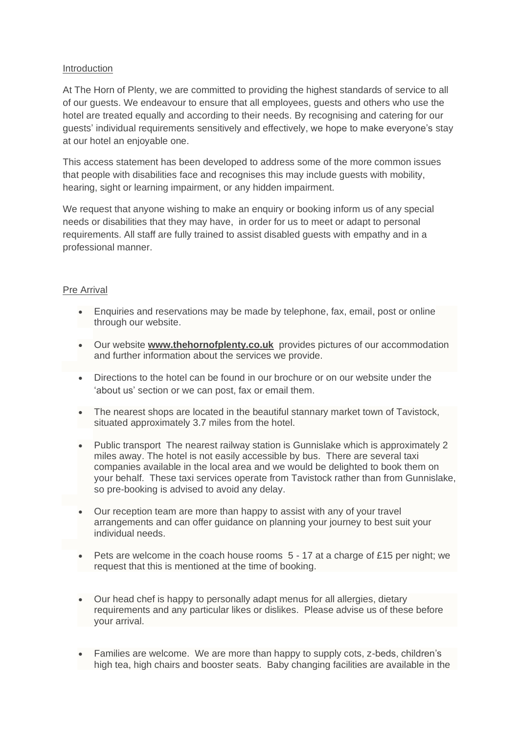## Introduction

At The Horn of Plenty, we are committed to providing the highest standards of service to all of our guests. We endeavour to ensure that all employees, guests and others who use the hotel are treated equally and according to their needs. By recognising and catering for our guests' individual requirements sensitively and effectively, we hope to make everyone's stay at our hotel an enjoyable one.

This access statement has been developed to address some of the more common issues that people with disabilities face and recognises this may include guests with mobility, hearing, sight or learning impairment, or any hidden impairment.

We request that anyone wishing to make an enquiry or booking inform us of any special needs or disabilities that they may have, in order for us to meet or adapt to personal requirements. All staff are fully trained to assist disabled guests with empathy and in a professional manner.

## Pre Arrival

- Enquiries and reservations may be made by telephone, fax, email, post or online through our website.
- Our website **www.thehornofplenty.co.uk** provides pictures of our accommodation and further information about the services we provide.
- Directions to the hotel can be found in our brochure or on our website under the 'about us' section or we can post, fax or email them.
- The nearest shops are located in the beautiful stannary market town of Tavistock, situated approximately 3.7 miles from the hotel.
- Public transport The nearest railway station is Gunnislake which is approximately 2 miles away. The hotel is not easily accessible by bus. There are several taxi companies available in the local area and we would be delighted to book them on your behalf. These taxi services operate from Tavistock rather than from Gunnislake, so pre-booking is advised to avoid any delay.
- Our reception team are more than happy to assist with any of your travel arrangements and can offer guidance on planning your journey to best suit your individual needs.
- Pets are welcome in the coach house rooms 5 - 17 at a charge of £15 per night; we request that this is mentioned at the time of booking.
- Our head chef is happy to personally adapt menus for all allergies, dietary requirements and any particular likes or dislikes. Please advise us of these before your arrival.
- Families are welcome. We are more than happy to supply cots, z-beds, children's high tea, high chairs and booster seats. Baby changing facilities are available in the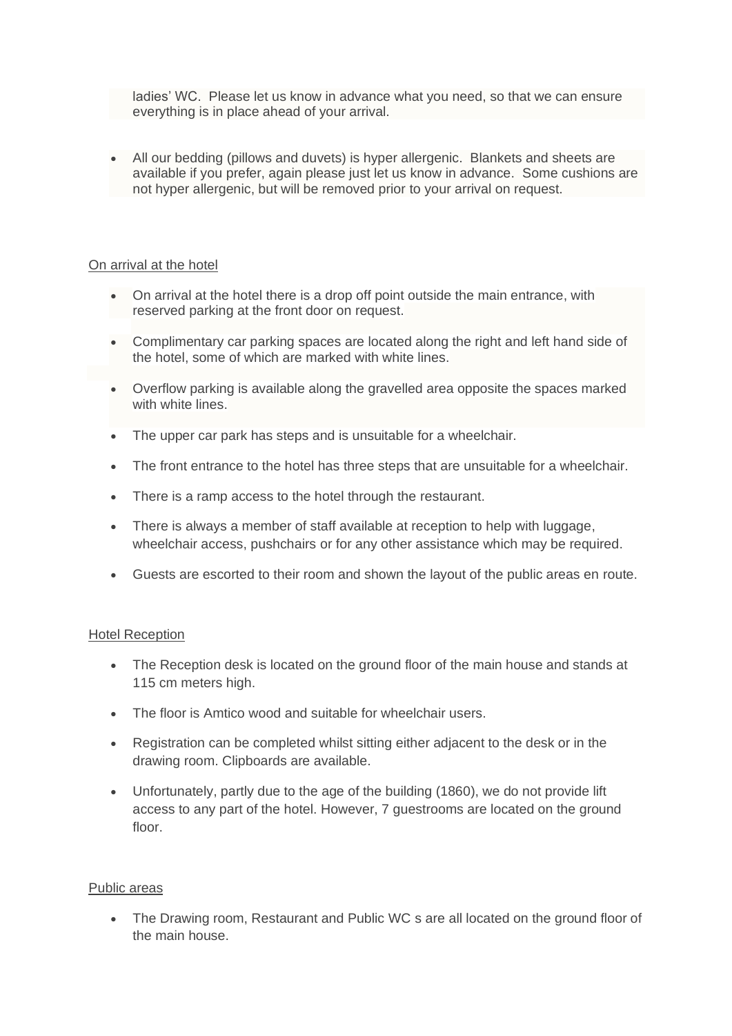ladies' WC. Please let us know in advance what you need, so that we can ensure everything is in place ahead of your arrival.

- All our bedding (pillows and duvets) is hyper allergenic. Blankets and sheets are available if you prefer, again please just let us know in advance. Some cushions are not hyper allergenic, but will be removed prior to your arrival on request.

On arrival at the hotel

- On arrival at the hotel there is a drop off point outside the main entrance, with reserved parking at the front door on request.
- Complimentary car parking spaces are located along the right and left hand side of the hotel, some of which are marked with white lines.
- Overflow parking is available along the gravelled area opposite the spaces marked with white lines.
- The upper car park has steps and is unsuitable for a wheelchair.
- The front entrance to the hotel has three steps that are unsuitable for a wheelchair.
- There is a ramp access to the hotel through the restaurant.
- There is always a member of staff available at reception to help with luggage, wheelchair access, pushchairs or for any other assistance which may be required.
- Guests are escorted to their room and shown the layout of the public areas en route.

Hotel Reception

- The Reception desk is located on the ground floor of the main house and stands at 115 cm meters high.
- The floor is Amtico wood and suitable for wheelchair users.
- Registration can be completed whilst sitting either adjacent to the desk or in the drawing room. Clipboards are available.
- Unfortunately, partly due to the age of the building (1860), we do not provide lift access to any part of the hotel. However, 7 guestrooms are located on the ground floor.

Public areas

- The Drawing room, Restaurant and Public WC s are all located on the ground floor of the main house.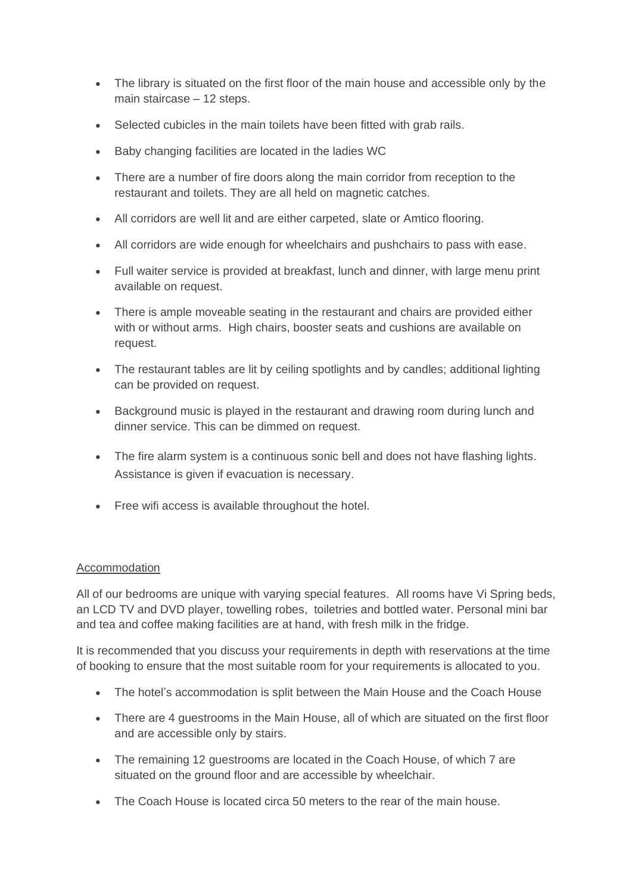- The library is situated on the first floor of the main house and accessible only by the main staircase – 12 steps.
- Selected cubicles in the main toilets have been fitted with grab rails.
- Baby changing facilities are located in the ladies WC
- There are a number of fire doors along the main corridor from reception to the restaurant and toilets. They are all held on magnetic catches.
- All corridors are well lit and are either carpeted, slate or Amtico flooring.
- All corridors are wide enough for wheelchairs and pushchairs to pass with ease.
- Full waiter service is provided at breakfast, lunch and dinner, with large menu print available on request.
- There is ample moveable seating in the restaurant and chairs are provided either with or without arms. High chairs, booster seats and cushions are available on request.
- The restaurant tables are lit by ceiling spotlights and by candles; additional lighting can be provided on request.
- Background music is played in the restaurant and drawing room during lunch and dinner service. This can be dimmed on request.
- The fire alarm system is a continuous sonic bell and does not have flashing lights. Assistance is given if evacuation is necessary.
- Free wifi access is available throughout the hotel.

## Accommodation

All of our bedrooms are unique with varying special features. All rooms have Vi Spring beds, an LCD TV and DVD player, towelling robes, toiletries and bottled water. Personal mini bar and tea and coffee making facilities are at hand, with fresh milk in the fridge.

It is recommended that you discuss your requirements in depth with reservations at the time of booking to ensure that the most suitable room for your requirements is allocated to you.

- The hotel's accommodation is split between the Main House and the Coach House
- There are 4 guestrooms in the Main House, all of which are situated on the first floor and are accessible only by stairs.
- The remaining 12 guestrooms are located in the Coach House, of which 7 are situated on the ground floor and are accessible by wheelchair.
- The Coach House is located circa 50 meters to the rear of the main house.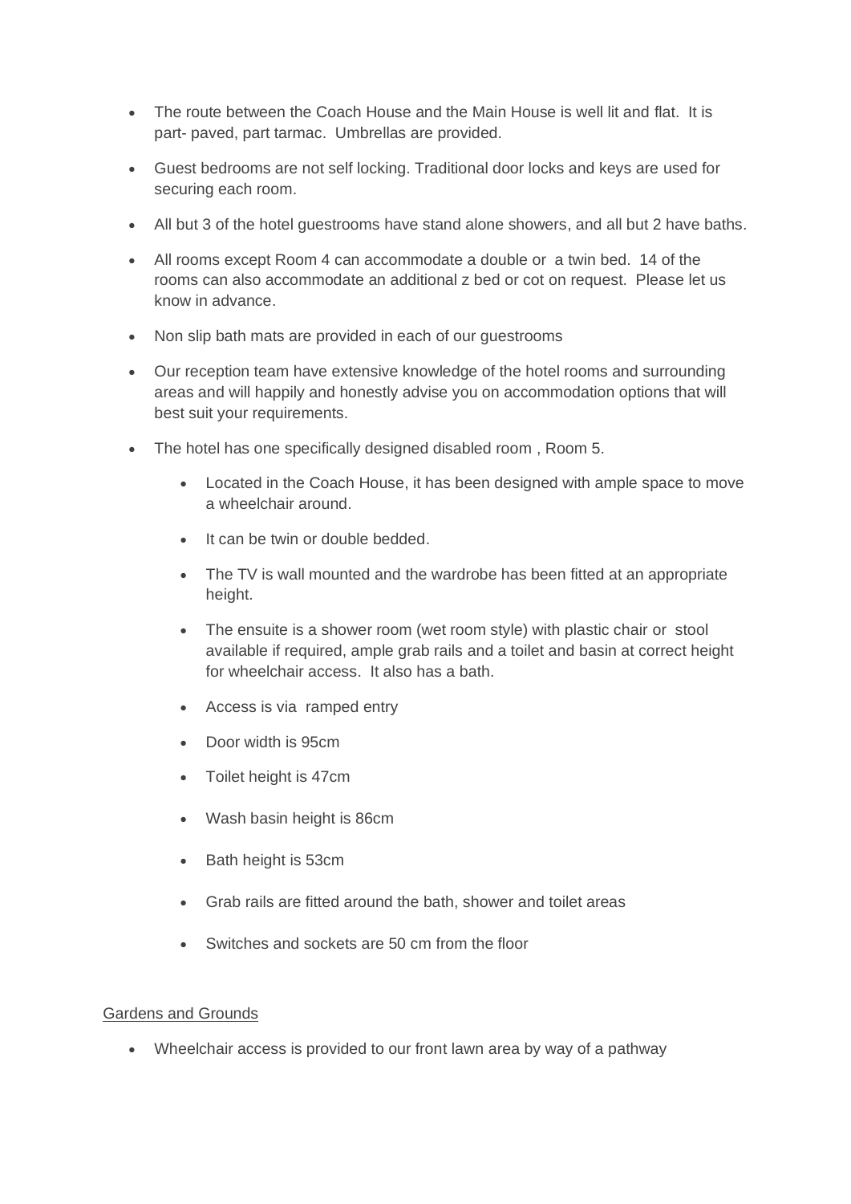- The route between the Coach House and the Main House is well lit and flat. It is part- paved, part tarmac. Umbrellas are provided.
- Guest bedrooms are not self locking. Traditional door locks and keys are used for securing each room.
- All but 3 of the hotel guestrooms have stand alone showers, and all but 2 have baths.
- All rooms except Room 4 can accommodate a double or a twin bed. 14 of the rooms can also accommodate an additional z bed or cot on request. Please let us know in advance.
- Non slip bath mats are provided in each of our guestrooms
- Our reception team have extensive knowledge of the hotel rooms and surrounding areas and will happily and honestly advise you on accommodation options that will best suit your requirements.
- The hotel has one specifically designed disabled room , Room 5.
    - Located in the Coach House, it has been designed with ample space to move a wheelchair around.
    - It can be twin or double bedded.
    - The TV is wall mounted and the wardrobe has been fitted at an appropriate height.
    - The ensuite is a shower room (wet room style) with plastic chair or stool available if required, ample grab rails and a toilet and basin at correct height for wheelchair access. It also has a bath.
    - Access is via ramped entry
    - Door width is 95cm
    - Toilet height is 47cm
    - Wash basin height is 86cm
    - Bath height is 53cm
    - Grab rails are fitted around the bath, shower and toilet areas
    - Switches and sockets are 50 cm from the floor

Gardens and Grounds

- Wheelchair access is provided to our front lawn area by way of a pathway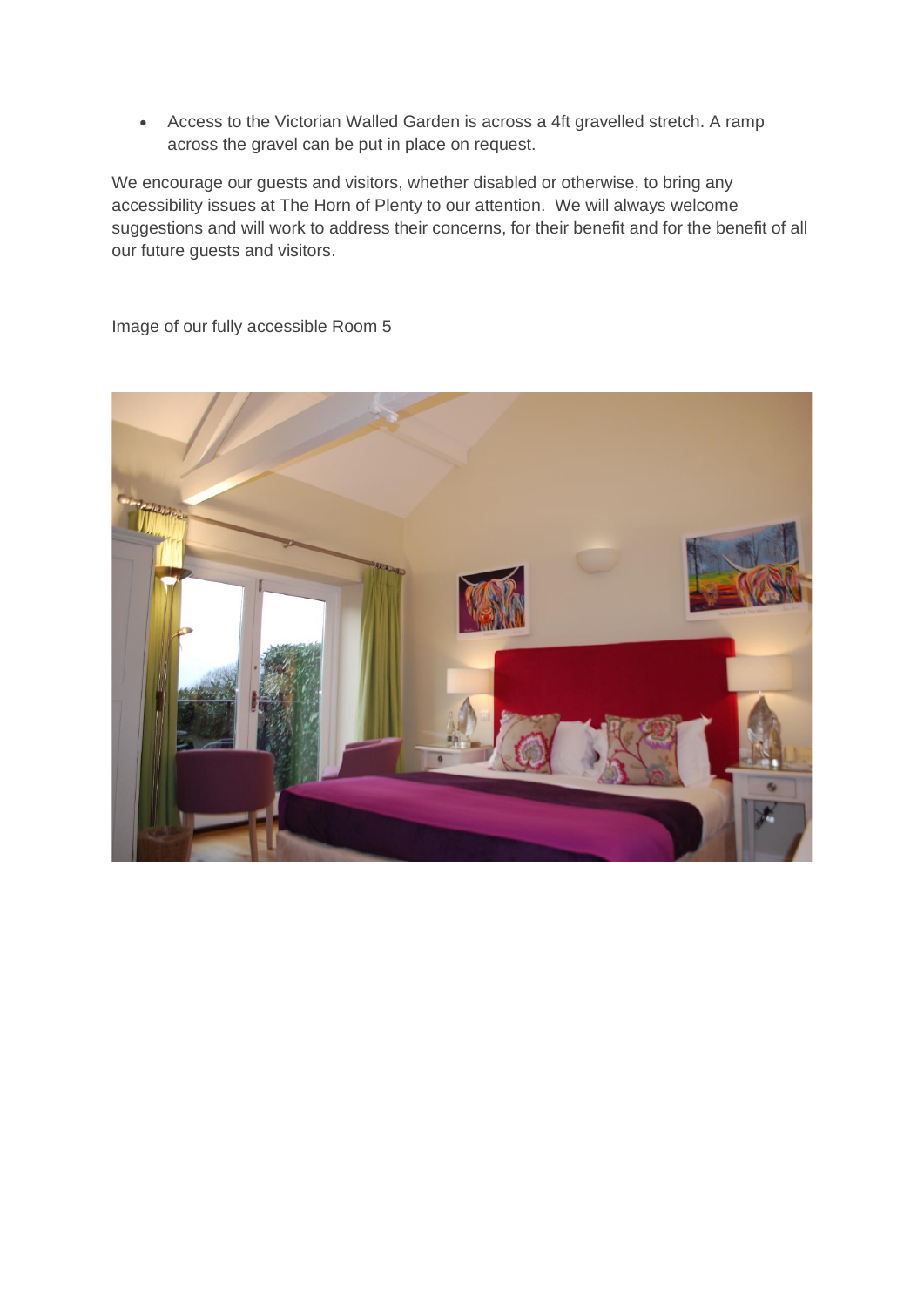- Access to the Victorian Walled Garden is across a 4ft gravelled stretch. A ramp across the gravel can be put in place on request.

We encourage our guests and visitors, whether disabled or otherwise, to bring any accessibility issues at The Horn of Plenty to our attention. We will always welcome suggestions and will work to address their concerns, for their benefit and for the benefit of all our future guests and visitors.

Image of our fully accessible Room 5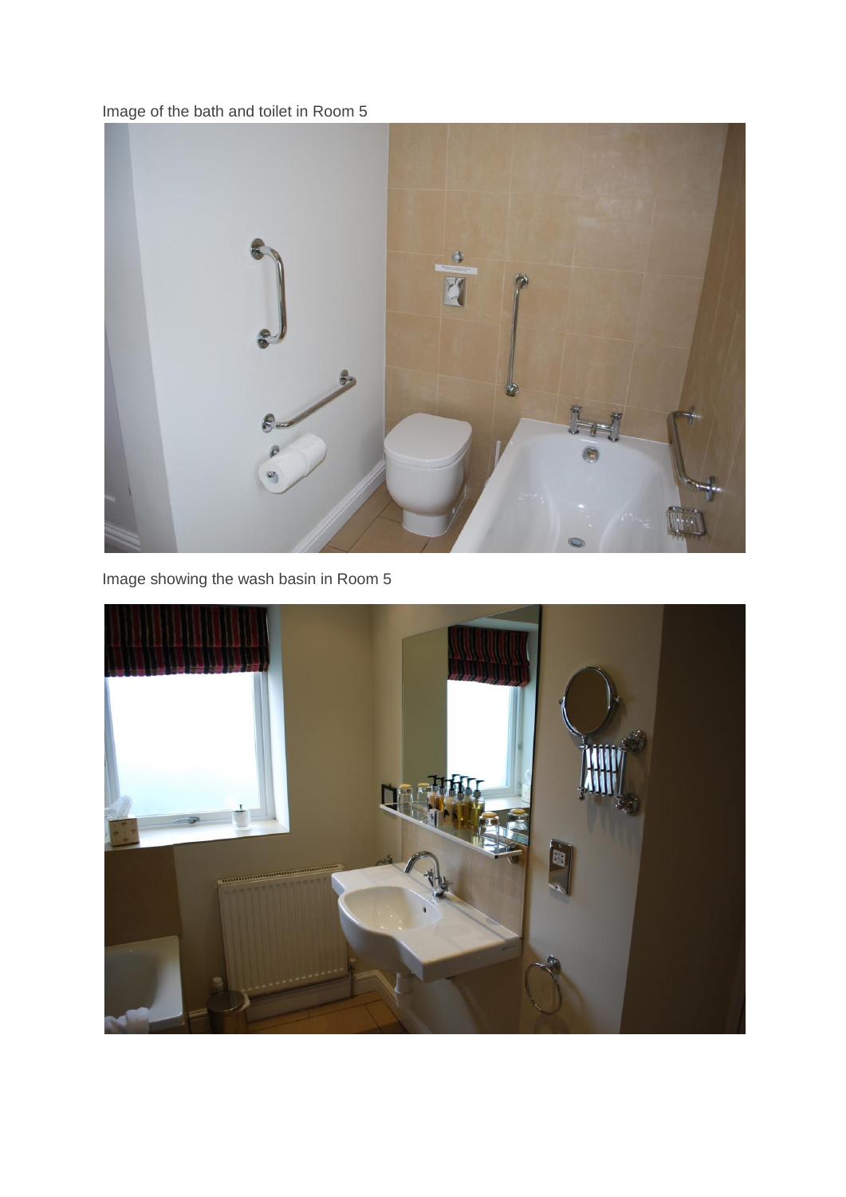Image of the bath and toilet in Room 5

Image showing the wash basin in Room 5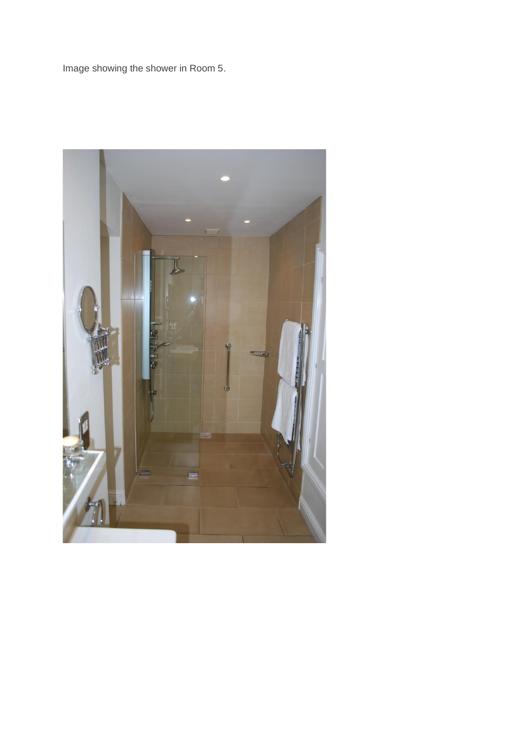Image showing the shower in Room 5.